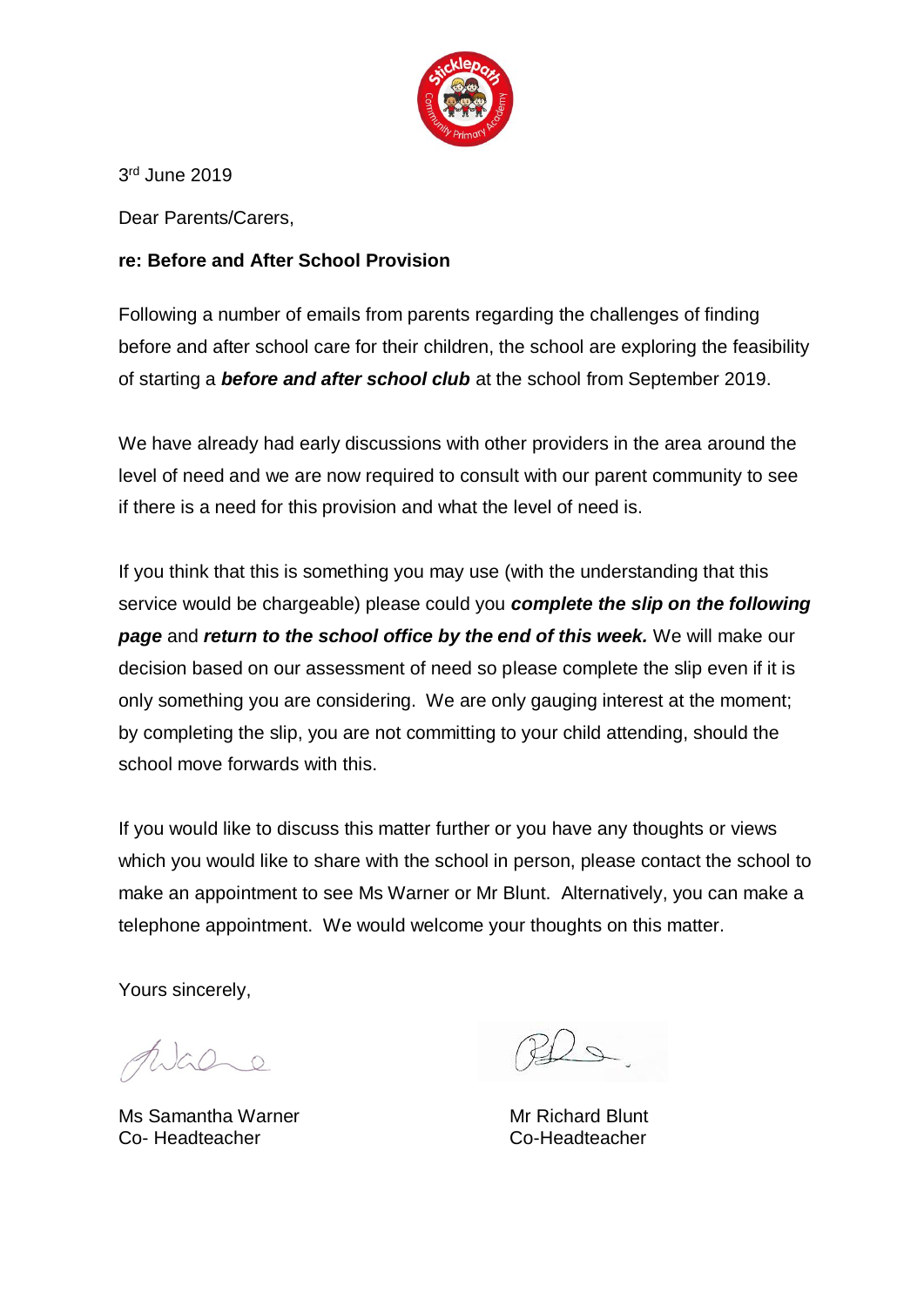3rd June 2019

Dear Parents/Carers,

**re: Before and After School Provision**

Following a number of emails from parents regarding the challenges of finding before and after school care for their children, the school are exploring the feasibility of starting a ***before and after school club*** at the school from September 2019.

We have already had early discussions with other providers in the area around the level of need and we are now required to consult with our parent community to see if there is a need for this provision and what the level of need is.

If you think that this is something you may use (with the understanding that this service would be chargeable) please could you ***complete the slip on the following page*** and ***return to the school office by the end of this week.*** We will make our decision based on our assessment of need so please complete the slip even if it is only something you are considering. We are only gauging interest at the moment; by completing the slip, you are not committing to your child attending, should the school move forwards with this.

If you would like to discuss this matter further or you have any thoughts or views which you would like to share with the school in person, please contact the school to make an appointment to see Ms Warner or Mr Blunt. Alternatively, you can make a telephone appointment. We would welcome your thoughts on this matter.

Yours sincerely,

Ms Samantha Warner
Co- Headteacher

Mr Richard Blunt
Co-Headteacher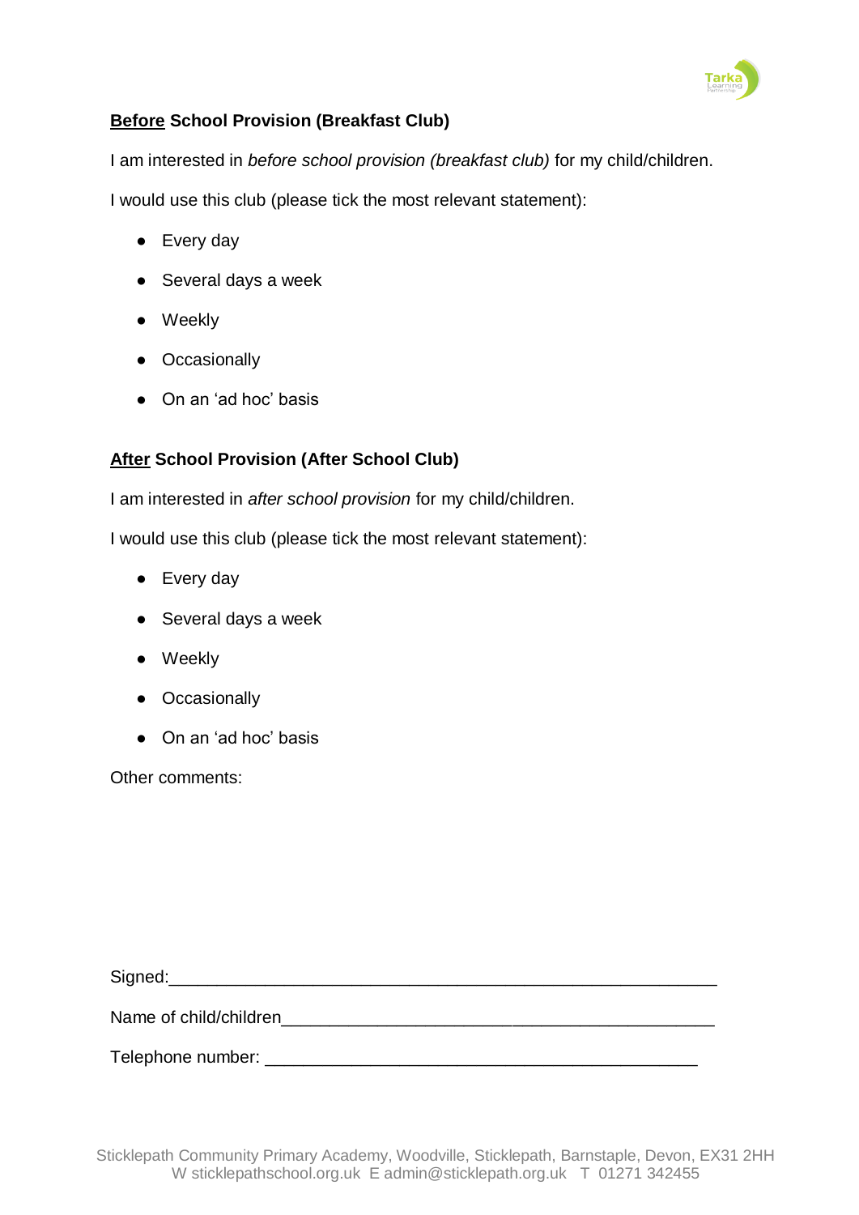## <u>Before</u> School Provision (Breakfast Club)

I am interested in *before school provision (breakfast club)* for my child/children.

I would use this club (please tick the most relevant statement):

- Every day
- Several days a week
- Weekly
- Occasionally
- On an 'ad hoc' basis

## <u>After</u> School Provision (After School Club)

I am interested in *after school provision* for my child/children.

I would use this club (please tick the most relevant statement):

- Every day
- Several days a week
- Weekly
- Occasionally
- On an 'ad hoc' basis

Other comments:

Signed:\_\_\_\_\_\_\_\_\_\_\_\_\_\_\_\_\_\_\_\_\_\_\_\_\_\_\_\_\_\_\_\_\_\_\_\_\_\_\_\_\_\_\_\_\_\_\_\_\_\_\_\_\_\_\_\_\_\_\_

Name of child/children\_\_\_\_\_\_\_\_\_\_\_\_\_\_\_\_\_\_\_\_\_\_\_\_\_\_\_\_\_\_\_\_\_\_\_\_\_\_\_\_\_\_\_\_\_\_\_\_\_

Telephone number: \_\_\_\_\_\_\_\_\_\_\_\_\_\_\_\_\_\_\_\_\_\_\_\_\_\_\_\_\_\_\_\_\_\_\_\_\_\_\_\_\_\_\_\_\_\_\_

Sticklepath Community Primary Academy, Woodville, Sticklepath, Barnstaple, Devon, EX31 2HH
W sticklepathschool.org.uk E admin@sticklepath.org.uk T 01271 342455